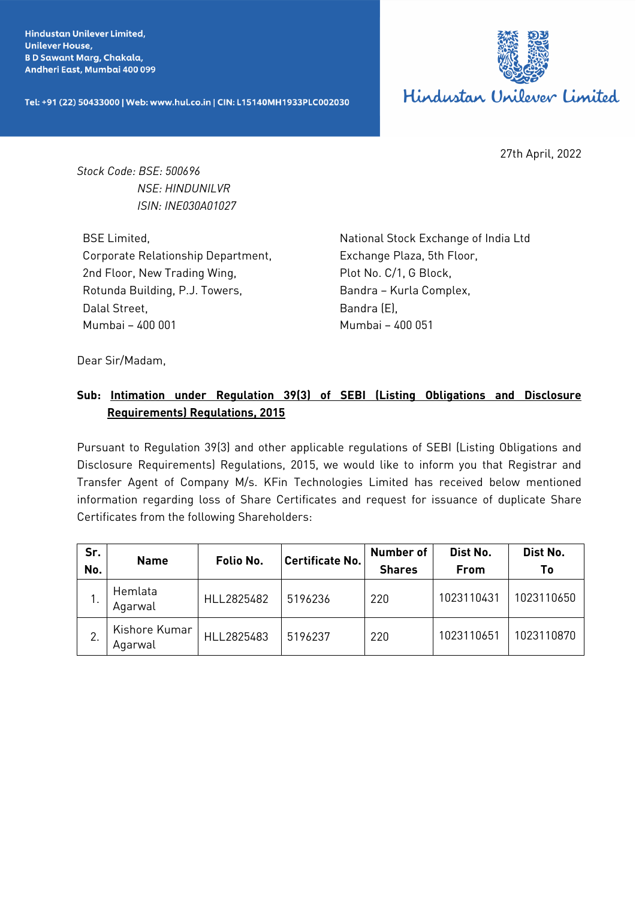**Hindustan Unilever Limited,**
**Unilever House,**
**B D Sawant Marg, Chakala,**
**Andheri East, Mumbai 400 099**

**Tel: +91 (22) 50433000 | Web: www.hul.co.in | CIN: L15140MH1933PLC002030**

Hindustan Unilever Limited

27th April, 2022

*Stock Code: BSE: 500696*
*NSE: HINDUNILVR*
*ISIN: INE030A01027*

BSE Limited,
Corporate Relationship Department,
2nd Floor, New Trading Wing,
Rotunda Building, P.J. Towers,
Dalal Street,
Mumbai – 400 001

National Stock Exchange of India Ltd
Exchange Plaza, 5th Floor,
Plot No. C/1, G Block,
Bandra – Kurla Complex,
Bandra (E),
Mumbai – 400 051

Dear Sir/Madam,

**Sub: Intimation under Regulation 39(3) of SEBI (Listing Obligations and Disclosure Requirements) Regulations, 2015**

Pursuant to Regulation 39(3) and other applicable regulations of SEBI (Listing Obligations and Disclosure Requirements) Regulations, 2015, we would like to inform you that Registrar and Transfer Agent of Company M/s. KFin Technologies Limited has received below mentioned information regarding loss of Share Certificates and request for issuance of duplicate Share Certificates from the following Shareholders:

| Sr. No. | Name | Folio No. | Certificate No. | Number of Shares | Dist No. From | Dist No. To |
|---|---|---|---|---|---|---|
| 1. | Hemlata Agarwal | HLL2825482 | 5196236 | 220 | 1023110431 | 1023110650 |
| 2. | Kishore Kumar Agarwal | HLL2825483 | 5196237 | 220 | 1023110651 | 1023110870 |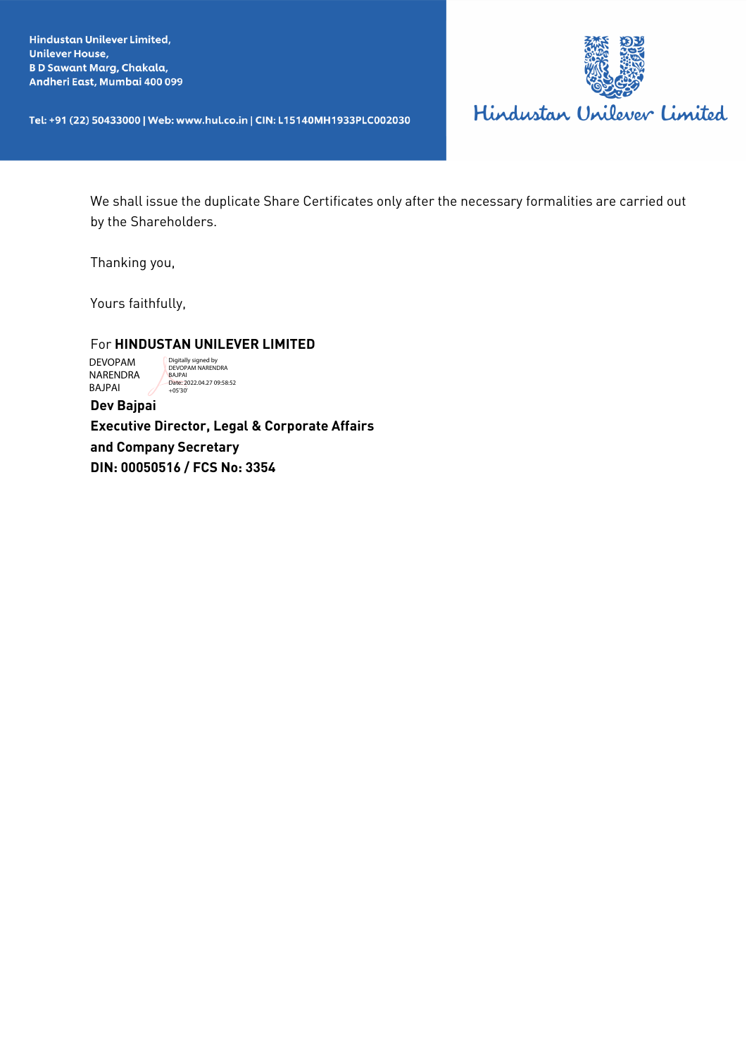We shall issue the duplicate Share Certificates only after the necessary formalities are carried out by the Shareholders.

Thanking you,

Yours faithfully,

For **HINDUSTAN UNILEVER LIMITED**

DEVOPAM NARENDRA BAJPAI

Digitally signed by DEVOPAM NARENDRA BAJPAI
Date: 2022.04.27 09:58:52 +05'30'

**Dev Bajpai**
**Executive Director, Legal & Corporate Affairs**
**and Company Secretary**
**DIN: 00050516 / FCS No: 3354**